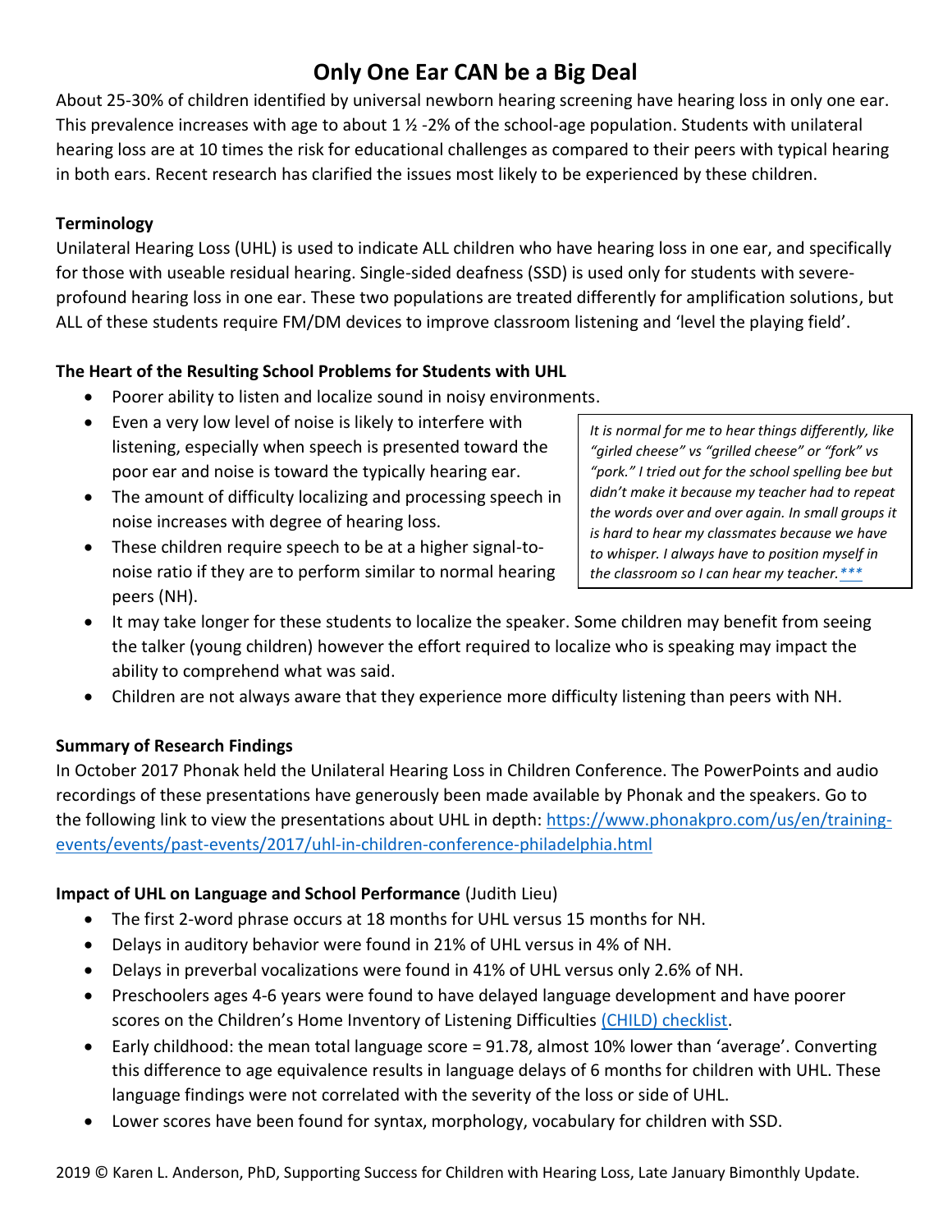# Only One Ear CAN be a Big Deal

About 25-30% of children identified by universal newborn hearing screening have hearing loss in only one ear. This prevalence increases with age to about 1 ½ -2% of the school-age population. Students with unilateral hearing loss are at 10 times the risk for educational challenges as compared to their peers with typical hearing in both ears. Recent research has clarified the issues most likely to be experienced by these children.

**Terminology**

Unilateral Hearing Loss (UHL) is used to indicate ALL children who have hearing loss in one ear, and specifically for those with useable residual hearing. Single-sided deafness (SSD) is used only for students with severe-profound hearing loss in one ear. These two populations are treated differently for amplification solutions, but ALL of these students require FM/DM devices to improve classroom listening and 'level the playing field'.

**The Heart of the Resulting School Problems for Students with UHL**

- Poorer ability to listen and localize sound in noisy environments.
- Even a very low level of noise is likely to interfere with listening, especially when speech is presented toward the poor ear and noise is toward the typically hearing ear.
- The amount of difficulty localizing and processing speech in noise increases with degree of hearing loss.
- These children require speech to be at a higher signal-to-noise ratio if they are to perform similar to normal hearing peers (NH).
- It may take longer for these students to localize the speaker. Some children may benefit from seeing the talker (young children) however the effort required to localize who is speaking may impact the ability to comprehend what was said.
- Children are not always aware that they experience more difficulty listening than peers with NH.

> *It is normal for me to hear things differently, like "girled cheese" vs "grilled cheese" or "fork" vs "pork." I tried out for the school spelling bee but didn't make it because my teacher had to repeat the words over and over again. In small groups it is hard to hear my classmates because we have to whisper. I always have to position myself in the classroom so I can hear my teacher.****

**Summary of Research Findings**

In October 2017 Phonak held the Unilateral Hearing Loss in Children Conference. The PowerPoints and audio recordings of these presentations have generously been made available by Phonak and the speakers. Go to the following link to view the presentations about UHL in depth: https://www.phonakpro.com/us/en/training-events/events/past-events/2017/uhl-in-children-conference-philadelphia.html

**Impact of UHL on Language and School Performance** (Judith Lieu)

- The first 2-word phrase occurs at 18 months for UHL versus 15 months for NH.
- Delays in auditory behavior were found in 21% of UHL versus in 4% of NH.
- Delays in preverbal vocalizations were found in 41% of UHL versus only 2.6% of NH.
- Preschoolers ages 4-6 years were found to have delayed language development and have poorer scores on the Children's Home Inventory of Listening Difficulties (CHILD) checklist.
- Early childhood: the mean total language score = 91.78, almost 10% lower than 'average'. Converting this difference to age equivalence results in language delays of 6 months for children with UHL. These language findings were not correlated with the severity of the loss or side of UHL.
- Lower scores have been found for syntax, morphology, vocabulary for children with SSD.

2019 © Karen L. Anderson, PhD, Supporting Success for Children with Hearing Loss, Late January Bimonthly Update.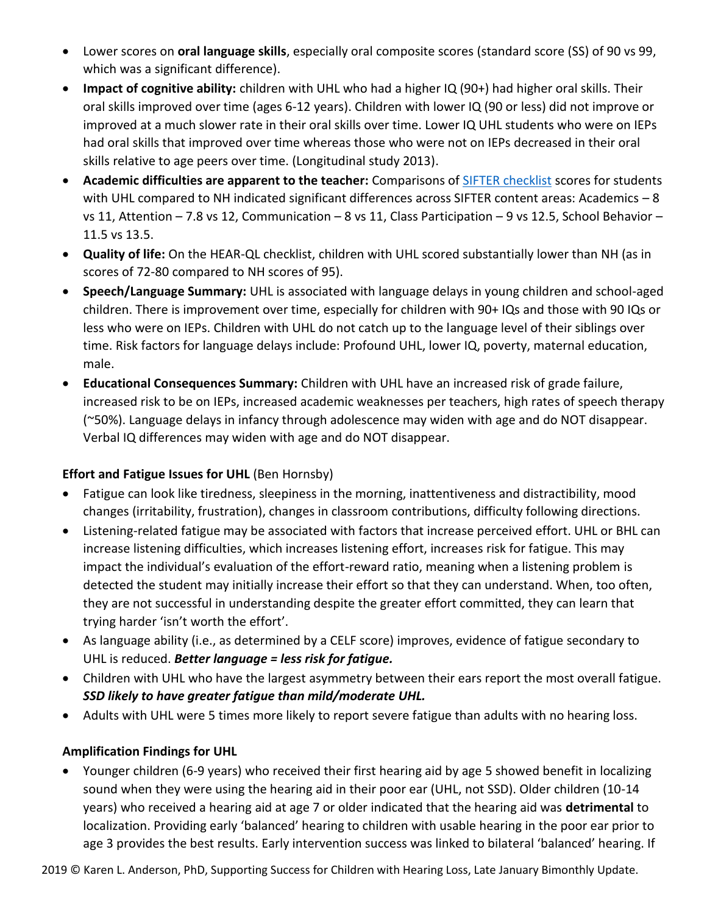- Lower scores on **oral language skills**, especially oral composite scores (standard score (SS) of 90 vs 99, which was a significant difference).
- **Impact of cognitive ability:** children with UHL who had a higher IQ (90+) had higher oral skills. Their oral skills improved over time (ages 6-12 years). Children with lower IQ (90 or less) did not improve or improved at a much slower rate in their oral skills over time. Lower IQ UHL students who were on IEPs had oral skills that improved over time whereas those who were not on IEPs decreased in their oral skills relative to age peers over time. (Longitudinal study 2013).
- **Academic difficulties are apparent to the teacher:** Comparisons of SIFTER checklist scores for students with UHL compared to NH indicated significant differences across SIFTER content areas: Academics – 8 vs 11, Attention – 7.8 vs 12, Communication – 8 vs 11, Class Participation – 9 vs 12.5, School Behavior – 11.5 vs 13.5.
- **Quality of life:** On the HEAR-QL checklist, children with UHL scored substantially lower than NH (as in scores of 72-80 compared to NH scores of 95).
- **Speech/Language Summary:** UHL is associated with language delays in young children and school-aged children. There is improvement over time, especially for children with 90+ IQs and those with 90 IQs or less who were on IEPs. Children with UHL do not catch up to the language level of their siblings over time. Risk factors for language delays include: Profound UHL, lower IQ, poverty, maternal education, male.
- **Educational Consequences Summary:** Children with UHL have an increased risk of grade failure, increased risk to be on IEPs, increased academic weaknesses per teachers, high rates of speech therapy (~50%). Language delays in infancy through adolescence may widen with age and do NOT disappear. Verbal IQ differences may widen with age and do NOT disappear.

**Effort and Fatigue Issues for UHL** (Ben Hornsby)

- Fatigue can look like tiredness, sleepiness in the morning, inattentiveness and distractibility, mood changes (irritability, frustration), changes in classroom contributions, difficulty following directions.
- Listening-related fatigue may be associated with factors that increase perceived effort. UHL or BHL can increase listening difficulties, which increases listening effort, increases risk for fatigue. This may impact the individual's evaluation of the effort-reward ratio, meaning when a listening problem is detected the student may initially increase their effort so that they can understand. When, too often, they are not successful in understanding despite the greater effort committed, they can learn that trying harder 'isn't worth the effort'.
- As language ability (i.e., as determined by a CELF score) improves, evidence of fatigue secondary to UHL is reduced. ***Better language = less risk for fatigue.***
- Children with UHL who have the largest asymmetry between their ears report the most overall fatigue. ***SSD likely to have greater fatigue than mild/moderate UHL.***
- Adults with UHL were 5 times more likely to report severe fatigue than adults with no hearing loss.

**Amplification Findings for UHL**

- Younger children (6-9 years) who received their first hearing aid by age 5 showed benefit in localizing sound when they were using the hearing aid in their poor ear (UHL, not SSD). Older children (10-14 years) who received a hearing aid at age 7 or older indicated that the hearing aid was **detrimental** to localization. Providing early 'balanced' hearing to children with usable hearing in the poor ear prior to age 3 provides the best results. Early intervention success was linked to bilateral 'balanced' hearing. If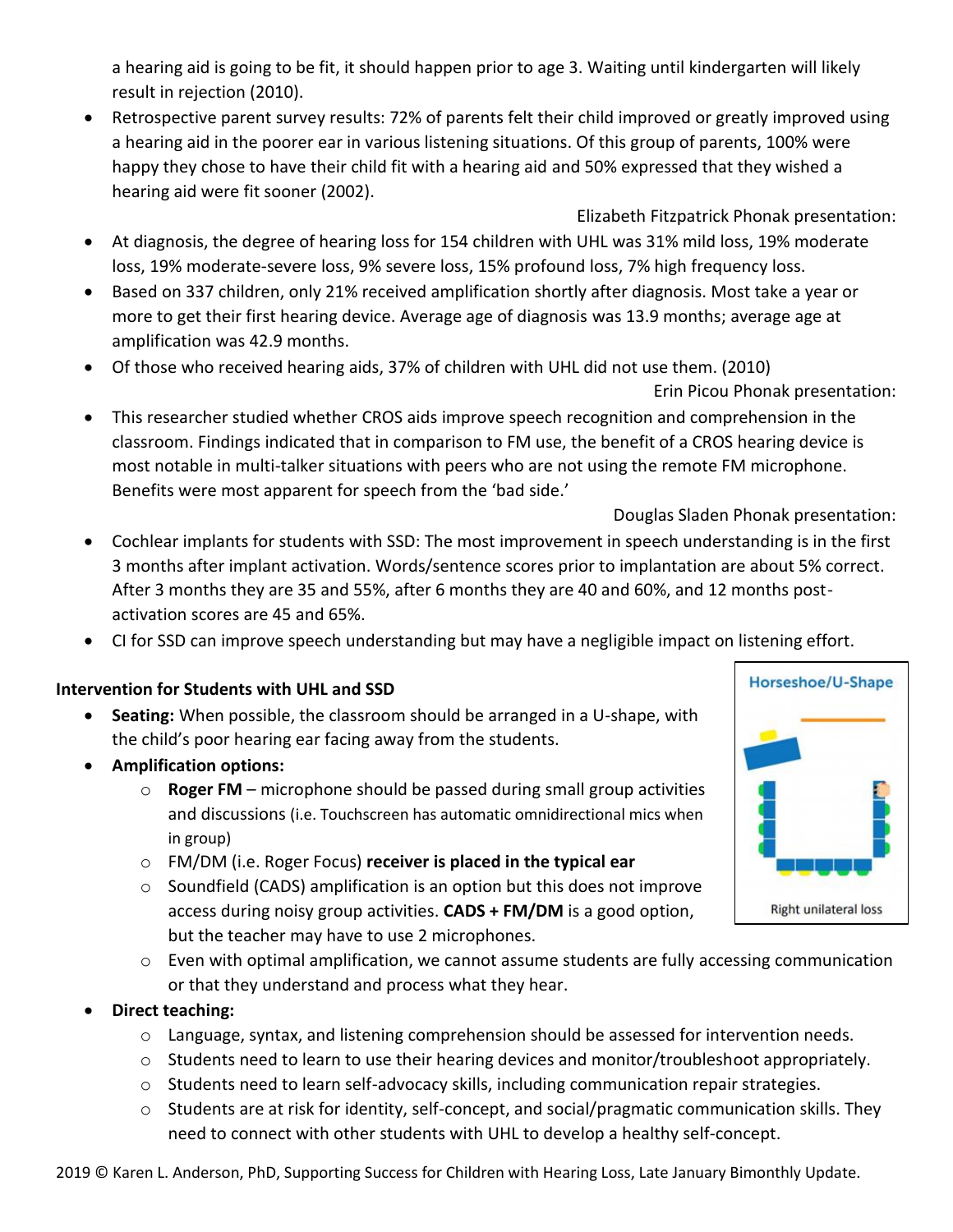a hearing aid is going to be fit, it should happen prior to age 3. Waiting until kindergarten will likely result in rejection (2010).

- Retrospective parent survey results: 72% of parents felt their child improved or greatly improved using a hearing aid in the poorer ear in various listening situations. Of this group of parents, 100% were happy they chose to have their child fit with a hearing aid and 50% expressed that they wished a hearing aid were fit sooner (2002).

Elizabeth Fitzpatrick Phonak presentation:

- At diagnosis, the degree of hearing loss for 154 children with UHL was 31% mild loss, 19% moderate loss, 19% moderate-severe loss, 9% severe loss, 15% profound loss, 7% high frequency loss.
- Based on 337 children, only 21% received amplification shortly after diagnosis. Most take a year or more to get their first hearing device. Average age of diagnosis was 13.9 months; average age at amplification was 42.9 months.
- Of those who received hearing aids, 37% of children with UHL did not use them. (2010)

Erin Picou Phonak presentation:

- This researcher studied whether CROS aids improve speech recognition and comprehension in the classroom. Findings indicated that in comparison to FM use, the benefit of a CROS hearing device is most notable in multi-talker situations with peers who are not using the remote FM microphone. Benefits were most apparent for speech from the 'bad side.'

Douglas Sladen Phonak presentation:

- Cochlear implants for students with SSD: The most improvement in speech understanding is in the first 3 months after implant activation. Words/sentence scores prior to implantation are about 5% correct. After 3 months they are 35 and 55%, after 6 months they are 40 and 60%, and 12 months post-activation scores are 45 and 65%.
- CI for SSD can improve speech understanding but may have a negligible impact on listening effort.

**Intervention for Students with UHL and SSD**

- **Seating:** When possible, the classroom should be arranged in a U-shape, with the child's poor hearing ear facing away from the students.
- **Amplification options:**
  - **Roger FM** – microphone should be passed during small group activities and discussions (i.e. Touchscreen has automatic omnidirectional mics when in group)
  - FM/DM (i.e. Roger Focus) **receiver is placed in the typical ear**
  - Soundfield (CADS) amplification is an option but this does not improve access during noisy group activities. **CADS + FM/DM** is a good option, but the teacher may have to use 2 microphones.
  - Even with optimal amplification, we cannot assume students are fully accessing communication or that they understand and process what they hear.
- **Direct teaching:**
  - Language, syntax, and listening comprehension should be assessed for intervention needs.
  - Students need to learn to use their hearing devices and monitor/troubleshoot appropriately.
  - Students need to learn self-advocacy skills, including communication repair strategies.
  - Students are at risk for identity, self-concept, and social/pragmatic communication skills. They need to connect with other students with UHL to develop a healthy self-concept.

Horseshoe/U-Shape

Right unilateral loss

2019 © Karen L. Anderson, PhD, Supporting Success for Children with Hearing Loss, Late January Bimonthly Update.